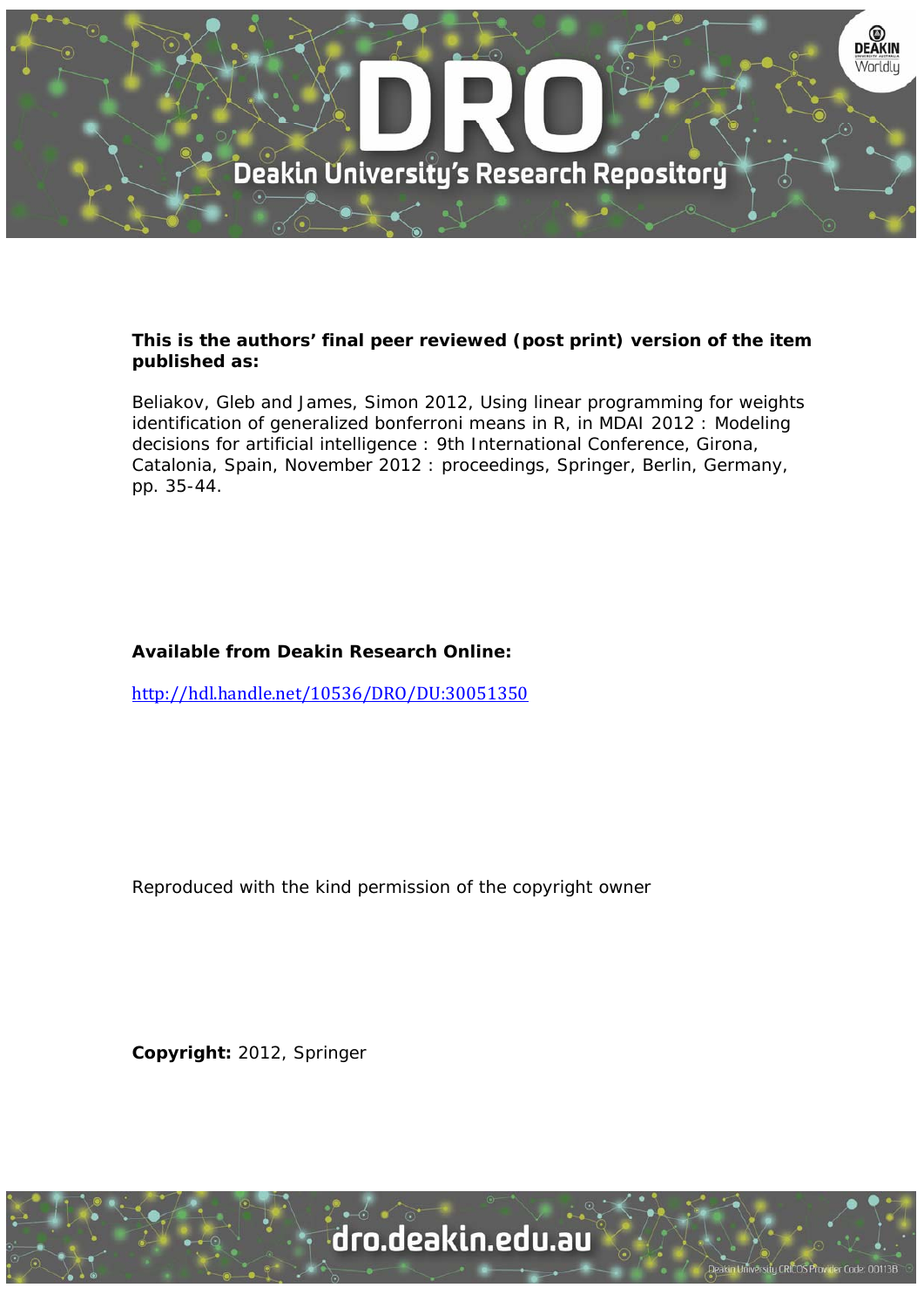**This is the authors' final peer reviewed (post print) version of the item published as:**

Beliakov, Gleb and James, Simon 2012, Using linear programming for weights identification of generalized bonferroni means in R, in MDAI 2012 : Modeling decisions for artificial intelligence : 9th International Conference, Girona, Catalonia, Spain, November 2012 : proceedings, Springer, Berlin, Germany, pp. 35-44.

**Available from Deakin Research Online:**

http://hdl.handle.net/10536/DRO/DU:30051350

Reproduced with the kind permission of the copyright owner

**Copyright:** 2012, Springer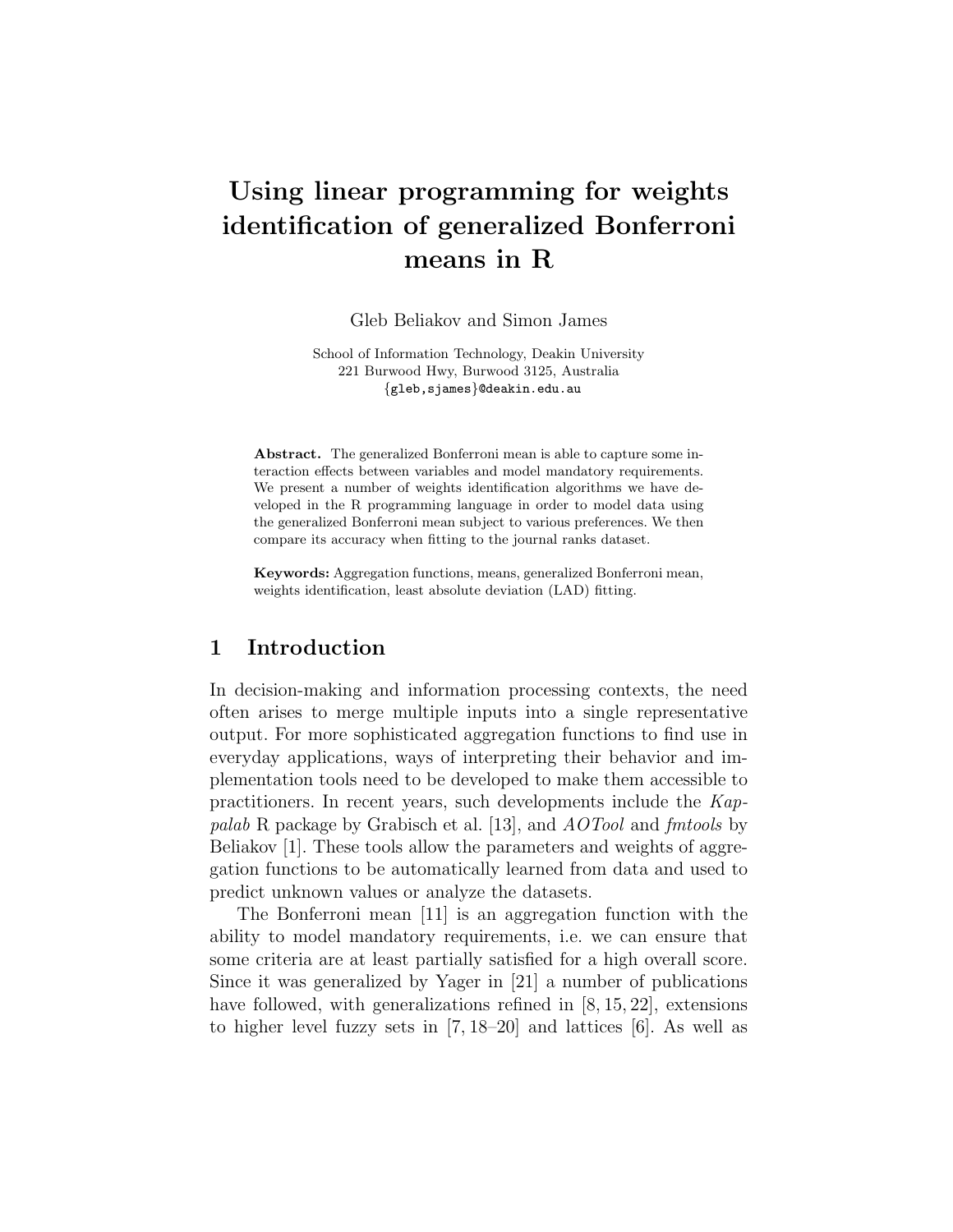# Using linear programming for weights identification of generalized Bonferroni means in R

Gleb Beliakov and Simon James

School of Information Technology, Deakin University
221 Burwood Hwy, Burwood 3125, Australia
{gleb,sjames}@deakin.edu.au

**Abstract.** The generalized Bonferroni mean is able to capture some interaction effects between variables and model mandatory requirements. We present a number of weights identification algorithms we have developed in the R programming language in order to model data using the generalized Bonferroni mean subject to various preferences. We then compare its accuracy when fitting to the journal ranks dataset.

**Keywords:** Aggregation functions, means, generalized Bonferroni mean, weights identification, least absolute deviation (LAD) fitting.

## 1 Introduction

In decision-making and information processing contexts, the need often arises to merge multiple inputs into a single representative output. For more sophisticated aggregation functions to find use in everyday applications, ways of interpreting their behavior and implementation tools need to be developed to make them accessible to practitioners. In recent years, such developments include the *Kappalab* R package by Grabisch et al. [13], and *AOTool* and *fmtools* by Beliakov [1]. These tools allow the parameters and weights of aggregation functions to be automatically learned from data and used to predict unknown values or analyze the datasets.

The Bonferroni mean [11] is an aggregation function with the ability to model mandatory requirements, i.e. we can ensure that some criteria are at least partially satisfied for a high overall score. Since it was generalized by Yager in [21] a number of publications have followed, with generalizations refined in [8, 15, 22], extensions to higher level fuzzy sets in [7, 18–20] and lattices [6]. As well as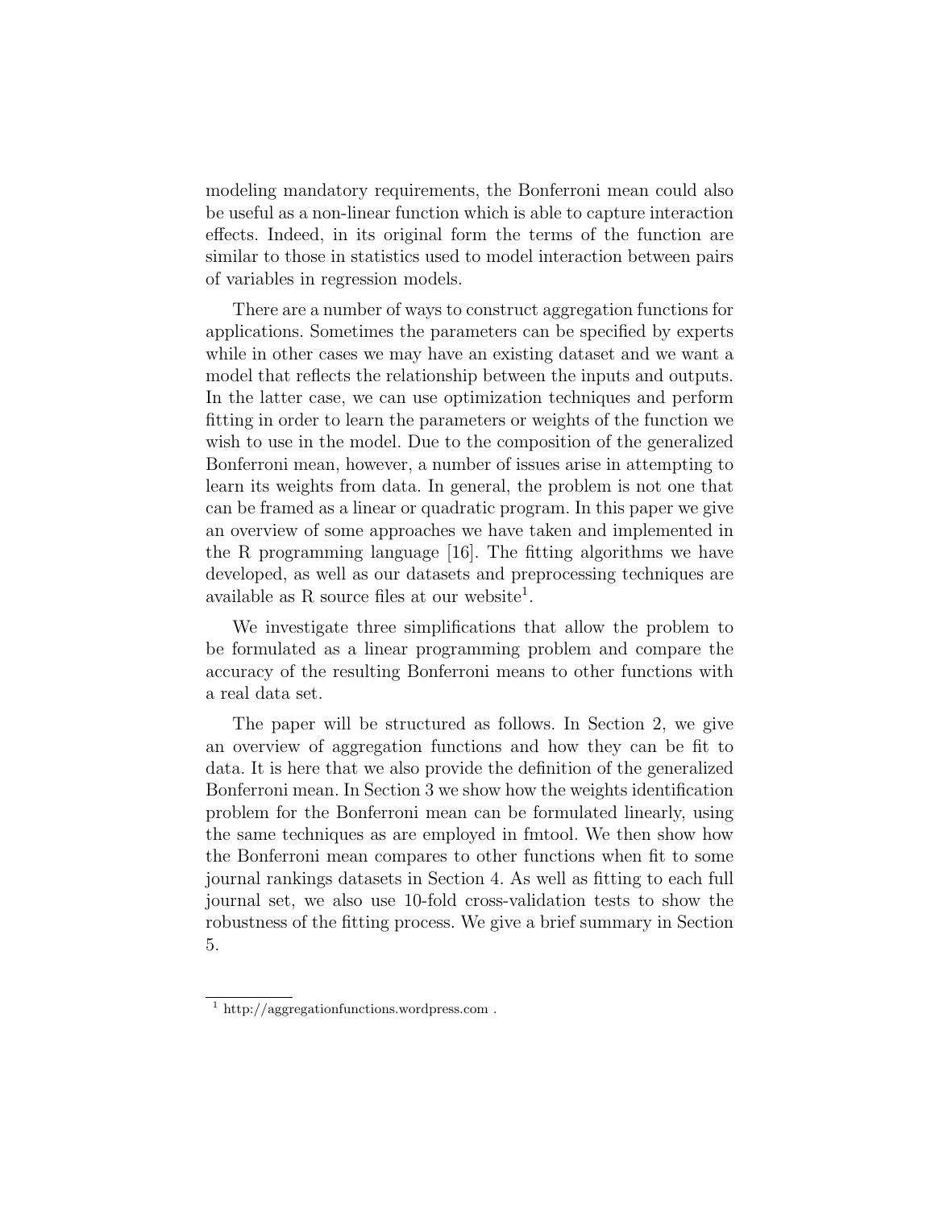modeling mandatory requirements, the Bonferroni mean could also be useful as a non-linear function which is able to capture interaction effects. Indeed, in its original form the terms of the function are similar to those in statistics used to model interaction between pairs of variables in regression models.

There are a number of ways to construct aggregation functions for applications. Sometimes the parameters can be specified by experts while in other cases we may have an existing dataset and we want a model that reflects the relationship between the inputs and outputs. In the latter case, we can use optimization techniques and perform fitting in order to learn the parameters or weights of the function we wish to use in the model. Due to the composition of the generalized Bonferroni mean, however, a number of issues arise in attempting to learn its weights from data. In general, the problem is not one that can be framed as a linear or quadratic program. In this paper we give an overview of some approaches we have taken and implemented in the R programming language [16]. The fitting algorithms we have developed, as well as our datasets and preprocessing techniques are available as R source files at our website[1].

We investigate three simplifications that allow the problem to be formulated as a linear programming problem and compare the accuracy of the resulting Bonferroni means to other functions with a real data set.

The paper will be structured as follows. In Section 2, we give an overview of aggregation functions and how they can be fit to data. It is here that we also provide the definition of the generalized Bonferroni mean. In Section 3 we show how the weights identification problem for the Bonferroni mean can be formulated linearly, using the same techniques as are employed in fmtool. We then show how the Bonferroni mean compares to other functions when fit to some journal rankings datasets in Section 4. As well as fitting to each full journal set, we also use 10-fold cross-validation tests to show the robustness of the fitting process. We give a brief summary in Section 5.

---

[1] http://aggregationfunctions.wordpress.com .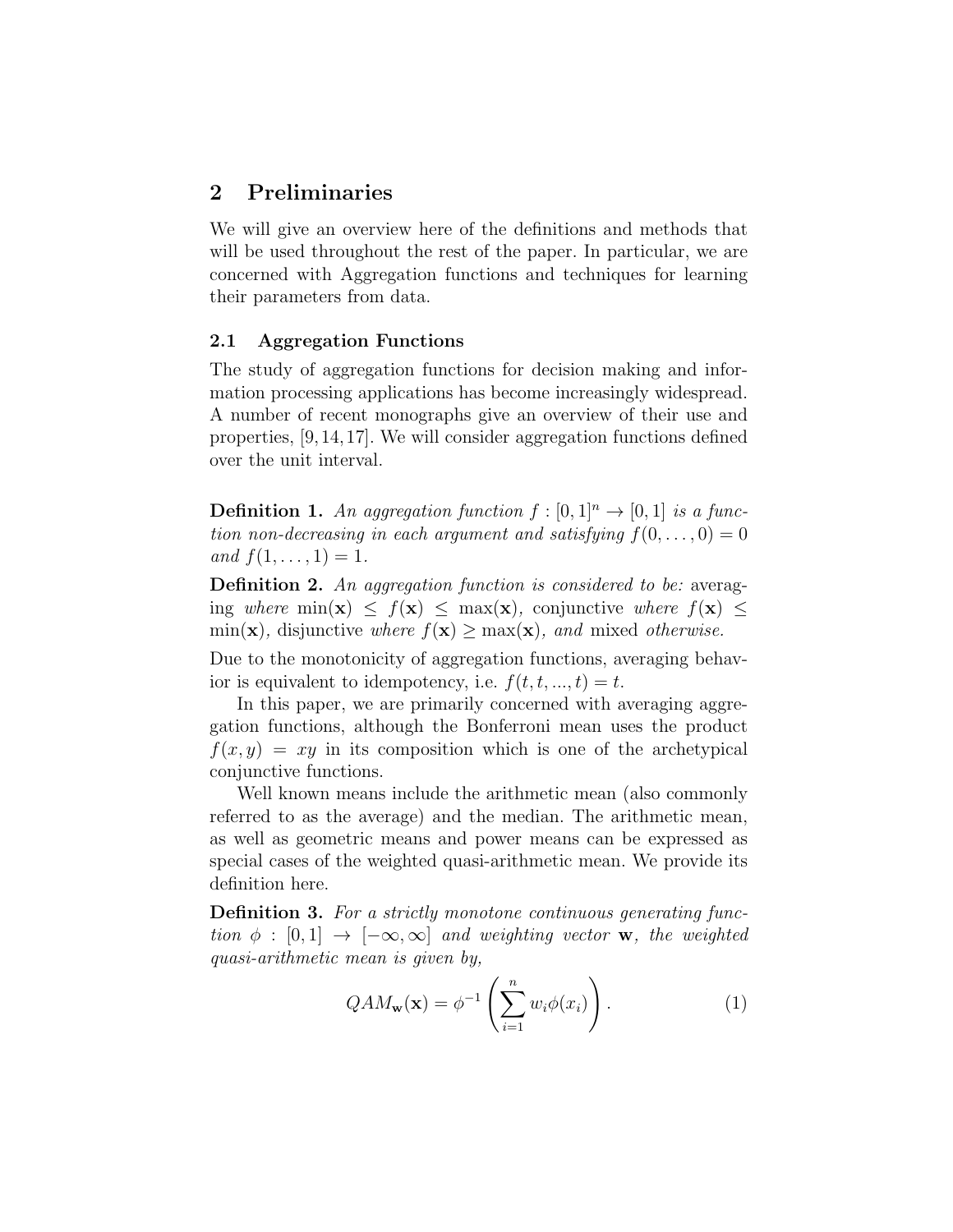## 2 Preliminaries

We will give an overview here of the definitions and methods that will be used throughout the rest of the paper. In particular, we are concerned with Aggregation functions and techniques for learning their parameters from data.

### 2.1 Aggregation Functions

The study of aggregation functions for decision making and information processing applications has become increasingly widespread. A number of recent monographs give an overview of their use and properties, [9,14,17]. We will consider aggregation functions defined over the unit interval.

**Definition 1.** *An aggregation function $f : [0,1]^n \to [0,1]$ is a function non-decreasing in each argument and satisfying $f(0,\ldots,0) = 0$ and $f(1,\ldots,1) = 1$.*

**Definition 2.** *An aggregation function is considered to be:* averaging *where* $\min(\mathbf{x}) \le f(\mathbf{x}) \le \max(\mathbf{x})$*,* conjunctive *where* $f(\mathbf{x}) \le \min(\mathbf{x})$*,* disjunctive *where* $f(\mathbf{x}) \ge \max(\mathbf{x})$*, and* mixed *otherwise.*

Due to the monotonicity of aggregation functions, averaging behavior is equivalent to idempotency, i.e. $f(t,t,...,t) = t$.

In this paper, we are primarily concerned with averaging aggregation functions, although the Bonferroni mean uses the product $f(x,y) = xy$ in its composition which is one of the archetypical conjunctive functions.

Well known means include the arithmetic mean (also commonly referred to as the average) and the median. The arithmetic mean, as well as geometric means and power means can be expressed as special cases of the weighted quasi-arithmetic mean. We provide its definition here.

**Definition 3.** *For a strictly monotone continuous generating function $\phi : [0,1] \to [-\infty,\infty]$ and weighting vector $\mathbf{w}$, the weighted quasi-arithmetic mean is given by,*

$$QAM_{\mathbf{w}}(\mathbf{x}) = \phi^{-1}\left(\sum_{i=1}^{n} w_i \phi(x_i)\right). \tag{1}$$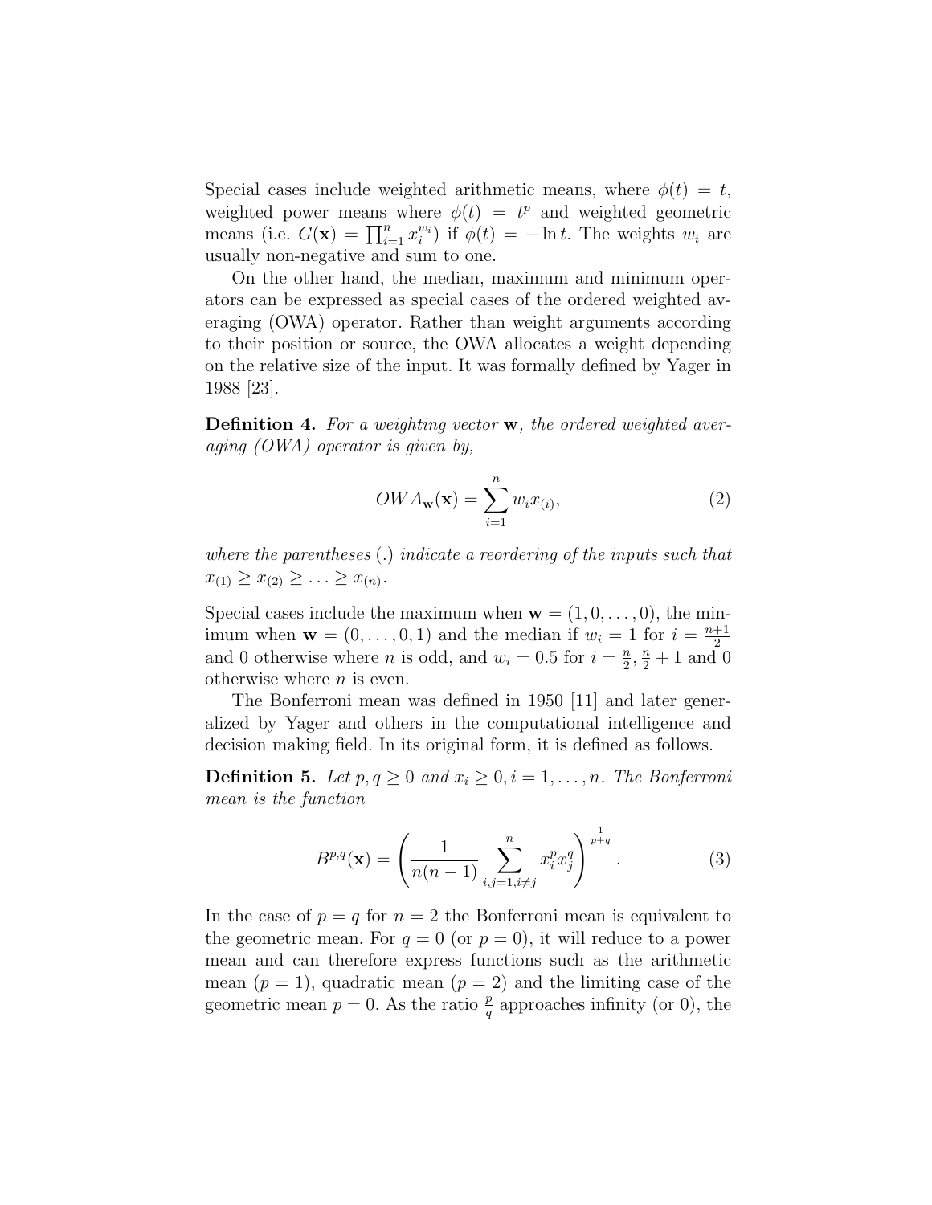Special cases include weighted arithmetic means, where $\phi(t) = t$, weighted power means where $\phi(t) = t^p$ and weighted geometric means (i.e. $G(\mathbf{x}) = \prod_{i=1}^{n} x_i^{w_i}$) if $\phi(t) = -\ln t$. The weights $w_i$ are usually non-negative and sum to one.

On the other hand, the median, maximum and minimum operators can be expressed as special cases of the ordered weighted averaging (OWA) operator. Rather than weight arguments according to their position or source, the OWA allocates a weight depending on the relative size of the input. It was formally defined by Yager in 1988 [23].

**Definition 4.** *For a weighting vector* $\mathbf{w}$*, the ordered weighted averaging (OWA) operator is given by,*

$$OWA_{\mathbf{w}}(\mathbf{x}) = \sum_{i=1}^{n} w_i x_{(i)}, \tag{2}$$

*where the parentheses* $(.)$ *indicate a reordering of the inputs such that* $x_{(1)} \geq x_{(2)} \geq \ldots \geq x_{(n)}$.

Special cases include the maximum when $\mathbf{w} = (1, 0, \ldots, 0)$, the minimum when $\mathbf{w} = (0, \ldots, 0, 1)$ and the median if $w_i = 1$ for $i = \frac{n+1}{2}$ and 0 otherwise where $n$ is odd, and $w_i = 0.5$ for $i = \frac{n}{2}, \frac{n}{2} + 1$ and 0 otherwise where $n$ is even.

The Bonferroni mean was defined in 1950 [11] and later generalized by Yager and others in the computational intelligence and decision making field. In its original form, it is defined as follows.

**Definition 5.** *Let* $p, q \geq 0$ *and* $x_i \geq 0, i = 1, \ldots, n$. *The Bonferroni mean is the function*

$$B^{p,q}(\mathbf{x}) = \left( \frac{1}{n(n-1)} \sum_{i,j=1, i \neq j}^{n} x_i^p x_j^q \right)^{\frac{1}{p+q}}. \tag{3}$$

In the case of $p = q$ for $n = 2$ the Bonferroni mean is equivalent to the geometric mean. For $q = 0$ (or $p = 0$), it will reduce to a power mean and can therefore express functions such as the arithmetic mean ($p = 1$), quadratic mean ($p = 2$) and the limiting case of the geometric mean $p = 0$. As the ratio $\frac{p}{q}$ approaches infinity (or 0), the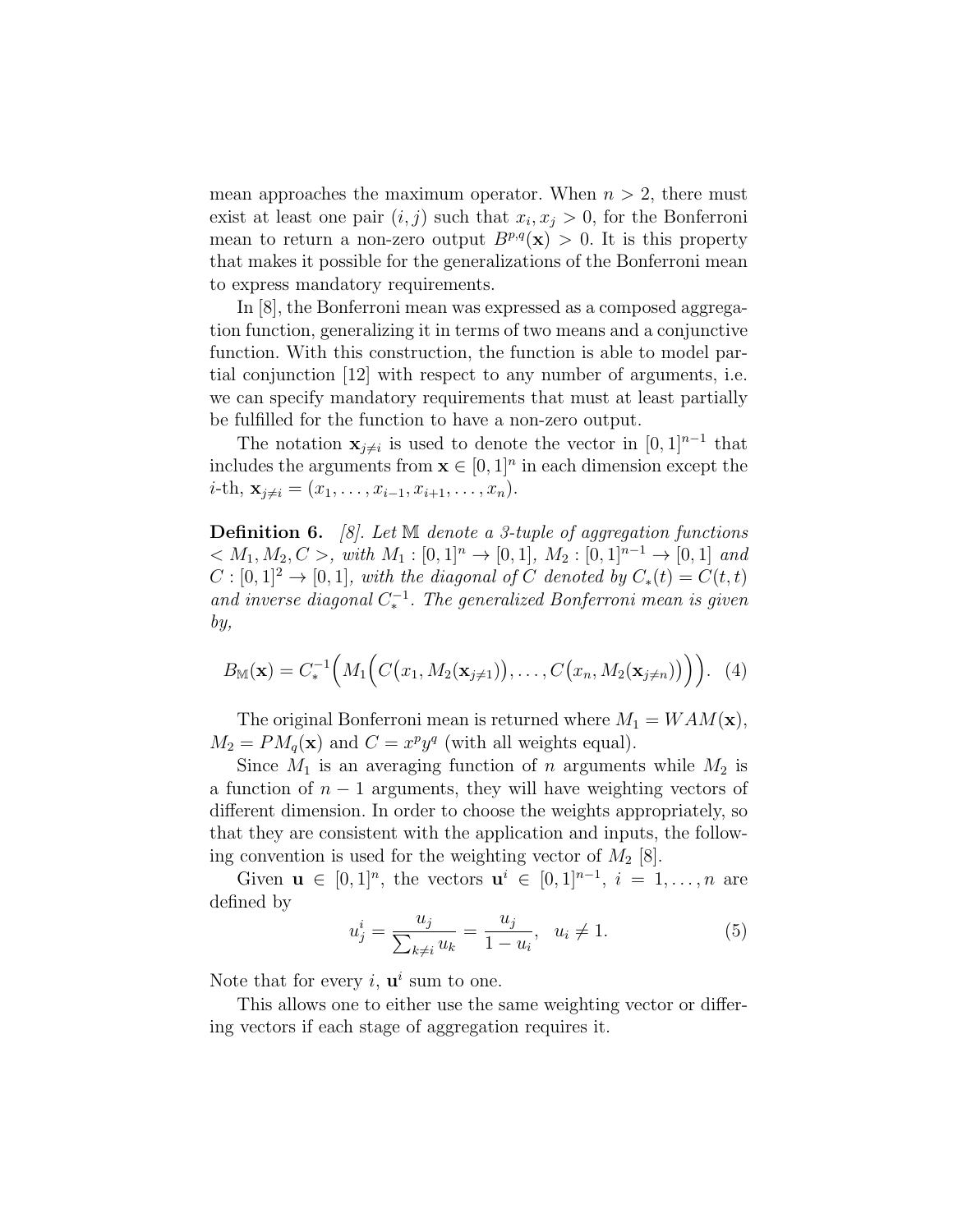mean approaches the maximum operator. When $n > 2$, there must exist at least one pair $(i, j)$ such that $x_i, x_j > 0$, for the Bonferroni mean to return a non-zero output $B^{p,q}(\mathbf{x}) > 0$. It is this property that makes it possible for the generalizations of the Bonferroni mean to express mandatory requirements.

In [8], the Bonferroni mean was expressed as a composed aggregation function, generalizing it in terms of two means and a conjunctive function. With this construction, the function is able to model partial conjunction [12] with respect to any number of arguments, i.e. we can specify mandatory requirements that must at least partially be fulfilled for the function to have a non-zero output.

The notation $\mathbf{x}_{j \neq i}$ is used to denote the vector in $[0, 1]^{n-1}$ that includes the arguments from $\mathbf{x} \in [0, 1]^n$ in each dimension except the $i$-th, $\mathbf{x}_{j \neq i} = (x_1, \ldots, x_{i-1}, x_{i+1}, \ldots, x_n)$.

**Definition 6.** *[8]. Let $\mathbb{M}$ denote a 3-tuple of aggregation functions $< M_1, M_2, C >$, with $M_1 : [0, 1]^n \to [0, 1]$, $M_2 : [0, 1]^{n-1} \to [0, 1]$ and $C : [0, 1]^2 \to [0, 1]$, with the diagonal of $C$ denoted by $C_*(t) = C(t, t)$ and inverse diagonal $C_*^{-1}$. The generalized Bonferroni mean is given by,*

$$B_{\mathbb{M}}(\mathbf{x}) = C_*^{-1}\Big(M_1\Big(C\big(x_1, M_2(\mathbf{x}_{j \neq 1})\big), \ldots, C\big(x_n, M_2(\mathbf{x}_{j \neq n})\big)\Big)\Big). \quad (4)$$

The original Bonferroni mean is returned where $M_1 = WAM(\mathbf{x})$, $M_2 = PM_q(\mathbf{x})$ and $C = x^p y^q$ (with all weights equal).

Since $M_1$ is an averaging function of $n$ arguments while $M_2$ is a function of $n - 1$ arguments, they will have weighting vectors of different dimension. In order to choose the weights appropriately, so that they are consistent with the application and inputs, the following convention is used for the weighting vector of $M_2$ [8].

Given $\mathbf{u} \in [0, 1]^n$, the vectors $\mathbf{u}^i \in [0, 1]^{n-1}$, $i = 1, \ldots, n$ are defined by

$$u_j^i = \frac{u_j}{\sum_{k \neq i} u_k} = \frac{u_j}{1 - u_i}, \quad u_i \neq 1. \quad (5)$$

Note that for every $i$, $\mathbf{u}^i$ sum to one.

This allows one to either use the same weighting vector or differing vectors if each stage of aggregation requires it.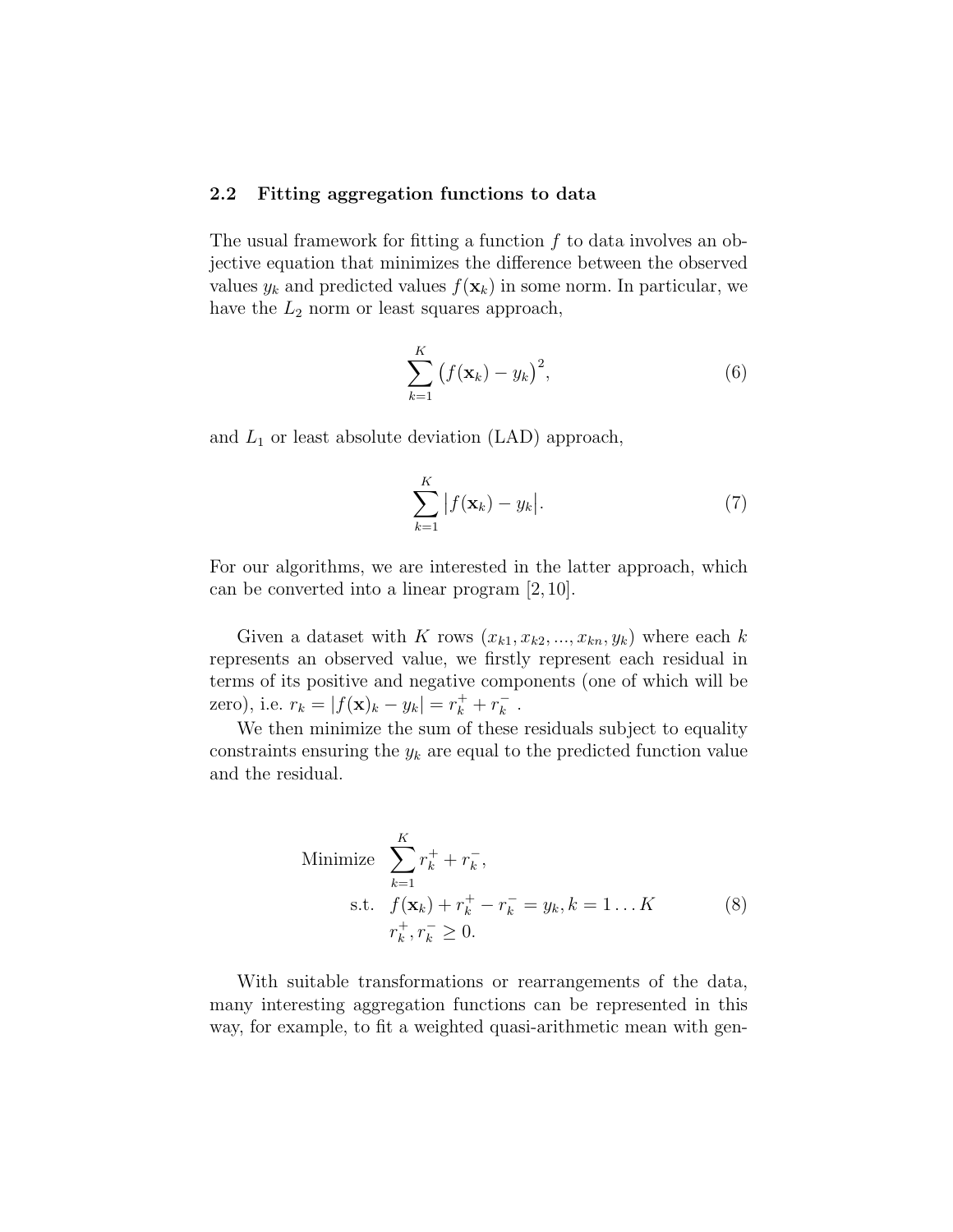## 2.2 Fitting aggregation functions to data

The usual framework for fitting a function $f$ to data involves an objective equation that minimizes the difference between the observed values $y_k$ and predicted values $f(\mathbf{x}_k)$ in some norm. In particular, we have the $L_2$ norm or least squares approach,

$$\sum_{k=1}^{K} \big(f(\mathbf{x}_k) - y_k\big)^2, \tag{6}$$

and $L_1$ or least absolute deviation (LAD) approach,

$$\sum_{k=1}^{K} \big|f(\mathbf{x}_k) - y_k\big|. \tag{7}$$

For our algorithms, we are interested in the latter approach, which can be converted into a linear program [2, 10].

Given a dataset with $K$ rows $(x_{k1}, x_{k2}, ..., x_{kn}, y_k)$ where each $k$ represents an observed value, we firstly represent each residual in terms of its positive and negative components (one of which will be zero), i.e. $r_k = |f(\mathbf{x})_k - y_k| = r_k^+ + r_k^-$ .

We then minimize the sum of these residuals subject to equality constraints ensuring the $y_k$ are equal to the predicted function value and the residual.

$$\begin{aligned}
\text{Minimize} \quad & \sum_{k=1}^{K} r_k^+ + r_k^-, \\
\text{s.t.} \quad & f(\mathbf{x}_k) + r_k^+ - r_k^- = y_k, k = 1 \dots K \\
& r_k^+, r_k^- \geq 0.
\end{aligned} \tag{8}$$

With suitable transformations or rearrangements of the data, many interesting aggregation functions can be represented in this way, for example, to fit a weighted quasi-arithmetic mean with gen-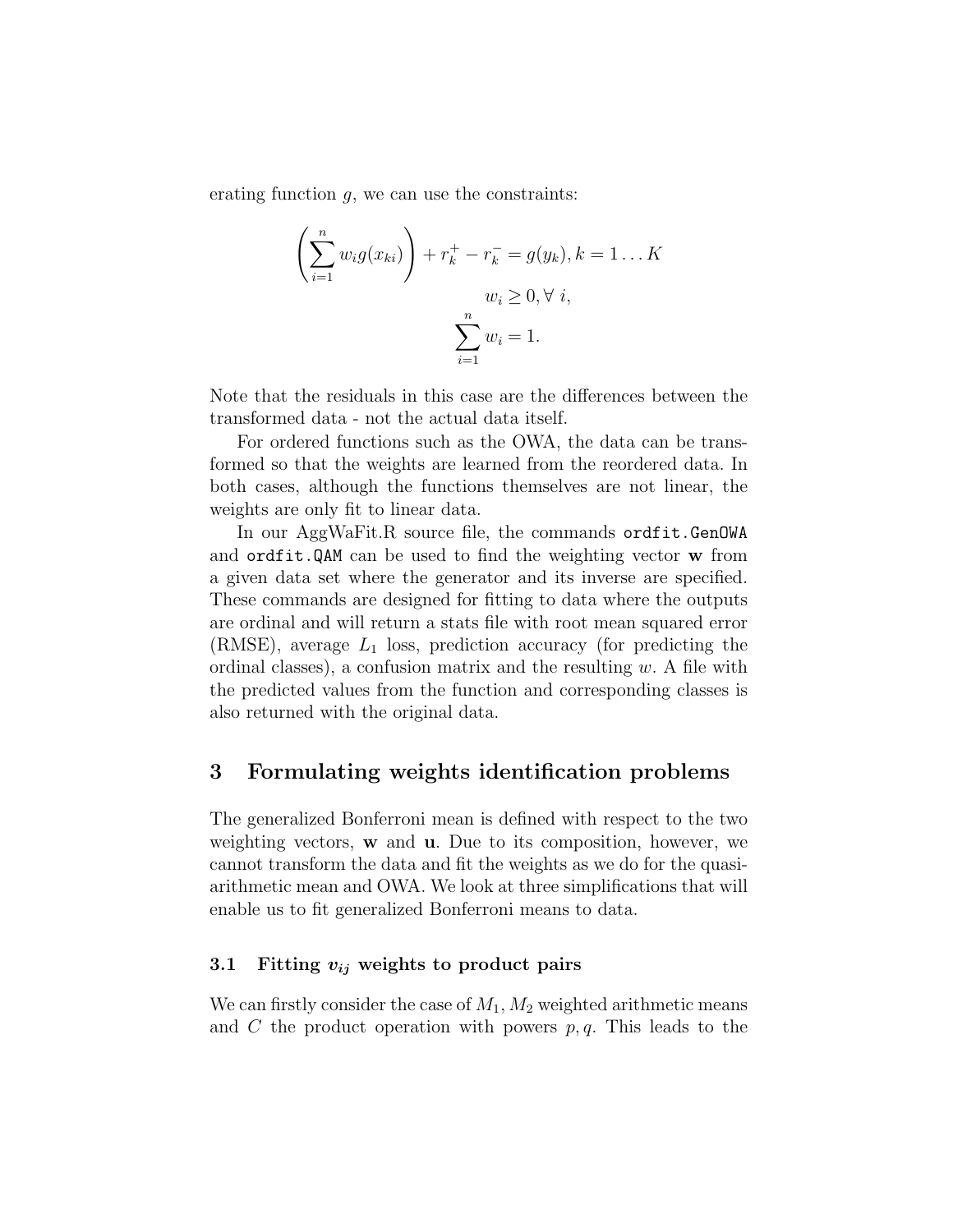erating function $g$, we can use the constraints:

$$\left(\sum_{i=1}^{n} w_i g(x_{ki})\right) + r_k^+ - r_k^- = g(y_k), k = 1 \dots K$$

$$w_i \geq 0, \forall\ i,$$

$$\sum_{i=1}^{n} w_i = 1.$$

Note that the residuals in this case are the differences between the transformed data - not the actual data itself.

For ordered functions such as the OWA, the data can be transformed so that the weights are learned from the reordered data. In both cases, although the functions themselves are not linear, the weights are only fit to linear data.

In our AggWaFit.R source file, the commands `ordfit.GenOWA` and `ordfit.QAM` can be used to find the weighting vector $\mathbf{w}$ from a given data set where the generator and its inverse are specified. These commands are designed for fitting to data where the outputs are ordinal and will return a stats file with root mean squared error (RMSE), average $L_1$ loss, prediction accuracy (for predicting the ordinal classes), a confusion matrix and the resulting $w$. A file with the predicted values from the function and corresponding classes is also returned with the original data.

## 3 Formulating weights identification problems

The generalized Bonferroni mean is defined with respect to the two weighting vectors, $\mathbf{w}$ and $\mathbf{u}$. Due to its composition, however, we cannot transform the data and fit the weights as we do for the quasi-arithmetic mean and OWA. We look at three simplifications that will enable us to fit generalized Bonferroni means to data.

### 3.1 Fitting $v_{ij}$ weights to product pairs

We can firstly consider the case of $M_1, M_2$ weighted arithmetic means and $C$ the product operation with powers $p, q$. This leads to the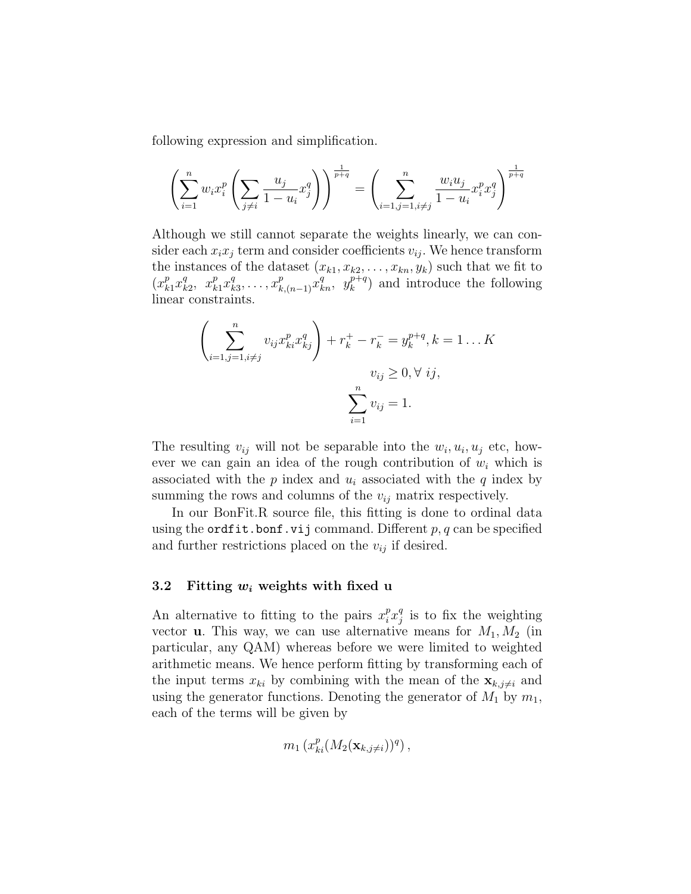following expression and simplification.

$$\left(\sum_{i=1}^{n} w_i x_i^p \left(\sum_{j\neq i} \frac{u_j}{1-u_i} x_j^q\right)\right)^{\frac{1}{p+q}} = \left(\sum_{i=1,j=1,i\neq j}^{n} \frac{w_i u_j}{1-u_i} x_i^p x_j^q\right)^{\frac{1}{p+q}}$$

Although we still cannot separate the weights linearly, we can consider each $x_i x_j$ term and consider coefficients $v_{ij}$. We hence transform the instances of the dataset $(x_{k1}, x_{k2}, \ldots, x_{kn}, y_k)$ such that we fit to $(x_{k1}^p x_{k2}^q,\ x_{k1}^p x_{k3}^q, \ldots, x_{k,(n-1)}^p x_{kn}^q,\ y_k^{p+q})$ and introduce the following linear constraints.

$$\left(\sum_{i=1,j=1,i\neq j}^{n} v_{ij} x_{ki}^p x_{kj}^q\right) + r_k^+ - r_k^- = y_k^{p+q}, k = 1 \ldots K$$

$$v_{ij} \geq 0, \forall\ ij,$$

$$\sum_{i=1}^{n} v_{ij} = 1.$$

The resulting $v_{ij}$ will not be separable into the $w_i, u_i, u_j$ etc, however we can gain an idea of the rough contribution of $w_i$ which is associated with the $p$ index and $u_i$ associated with the $q$ index by summing the rows and columns of the $v_{ij}$ matrix respectively.

In our BonFit.R source file, this fitting is done to ordinal data using the `ordfit.bonf.vij` command. Different $p, q$ can be specified and further restrictions placed on the $v_{ij}$ if desired.

### 3.2 Fitting $w_i$ weights with fixed u

An alternative to fitting to the pairs $x_i^p x_j^q$ is to fix the weighting vector $\mathbf{u}$. This way, we can use alternative means for $M_1, M_2$ (in particular, any QAM) whereas before we were limited to weighted arithmetic means. We hence perform fitting by transforming each of the input terms $x_{ki}$ by combining with the mean of the $\mathbf{x}_{k,j\neq i}$ and using the generator functions. Denoting the generator of $M_1$ by $m_1$, each of the terms will be given by

$$m_1\left(x_{ki}^p (M_2(\mathbf{x}_{k,j\neq i}))^q\right),$$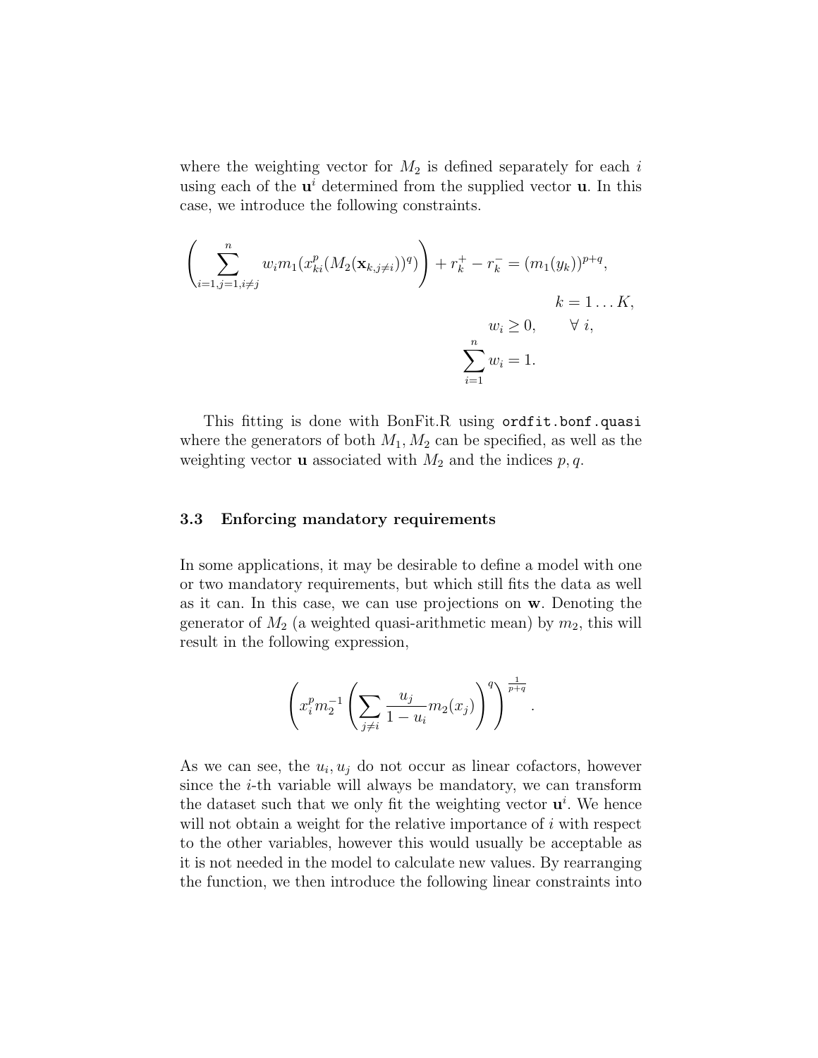where the weighting vector for $M_2$ is defined separately for each $i$ using each of the $\mathbf{u}^i$ determined from the supplied vector $\mathbf{u}$. In this case, we introduce the following constraints.

$$
\left( \sum_{i=1, j=1, i \neq j}^{n} w_i m_1(x_{ki}^p (M_2(\mathbf{x}_{k,j\neq i}))^q) \right) + r_k^+ - r_k^- = (m_1(y_k))^{p+q},
$$

$$
k = 1 \dots K,
$$

$$
w_i \geq 0, \qquad \forall\ i,
$$

$$
\sum_{i=1}^{n} w_i = 1.
$$

This fitting is done with BonFit.R using `ordfit.bonf.quasi` where the generators of both $M_1, M_2$ can be specified, as well as the weighting vector $\mathbf{u}$ associated with $M_2$ and the indices $p, q$.

### 3.3 Enforcing mandatory requirements

In some applications, it may be desirable to define a model with one or two mandatory requirements, but which still fits the data as well as it can. In this case, we can use projections on $\mathbf{w}$. Denoting the generator of $M_2$ (a weighted quasi-arithmetic mean) by $m_2$, this will result in the following expression,

$$
\left( x_i^p m_2^{-1} \left( \sum_{j \neq i} \frac{u_j}{1 - u_i} m_2(x_j) \right)^q \right)^{\frac{1}{p+q}}.
$$

As we can see, the $u_i, u_j$ do not occur as linear cofactors, however since the $i$-th variable will always be mandatory, we can transform the dataset such that we only fit the weighting vector $\mathbf{u}^i$. We hence will not obtain a weight for the relative importance of $i$ with respect to the other variables, however this would usually be acceptable as it is not needed in the model to calculate new values. By rearranging the function, we then introduce the following linear constraints into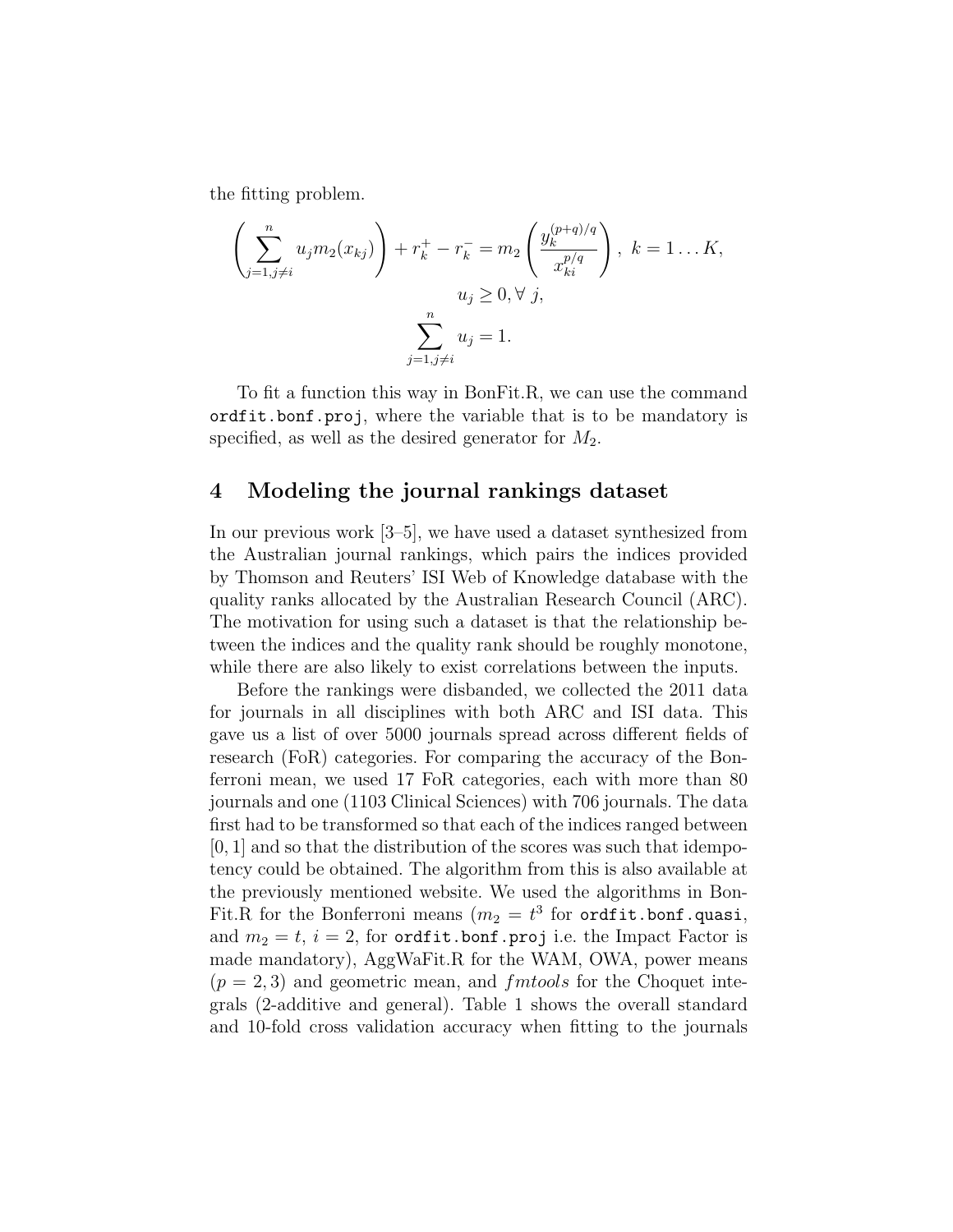the fitting problem.

$$\left(\sum_{j=1,j\neq i}^{n} u_j m_2(x_{kj})\right) + r_k^+ - r_k^- = m_2\left(\frac{y_k^{(p+q)/q}}{x_{ki}^{p/q}}\right),\ k = 1\ldots K,$$

$$u_j \geq 0, \forall\ j,$$

$$\sum_{j=1,j\neq i}^{n} u_j = 1.$$

To fit a function this way in BonFit.R, we can use the command `ordfit.bonf.proj`, where the variable that is to be mandatory is specified, as well as the desired generator for $M_2$.

## 4 Modeling the journal rankings dataset

In our previous work [3–5], we have used a dataset synthesized from the Australian journal rankings, which pairs the indices provided by Thomson and Reuters' ISI Web of Knowledge database with the quality ranks allocated by the Australian Research Council (ARC). The motivation for using such a dataset is that the relationship between the indices and the quality rank should be roughly monotone, while there are also likely to exist correlations between the inputs.

Before the rankings were disbanded, we collected the 2011 data for journals in all disciplines with both ARC and ISI data. This gave us a list of over 5000 journals spread across different fields of research (FoR) categories. For comparing the accuracy of the Bonferroni mean, we used 17 FoR categories, each with more than 80 journals and one (1103 Clinical Sciences) with 706 journals. The data first had to be transformed so that each of the indices ranged between $[0, 1]$ and so that the distribution of the scores was such that idempotency could be obtained. The algorithm from this is also available at the previously mentioned website. We used the algorithms in BonFit.R for the Bonferroni means ($m_2 = t^3$ for `ordfit.bonf.quasi`, and $m_2 = t$, $i = 2$, for `ordfit.bonf.proj` i.e. the Impact Factor is made mandatory), AggWaFit.R for the WAM, OWA, power means ($p = 2, 3$) and geometric mean, and *fmtools* for the Choquet integrals (2-additive and general). Table 1 shows the overall standard and 10-fold cross validation accuracy when fitting to the journals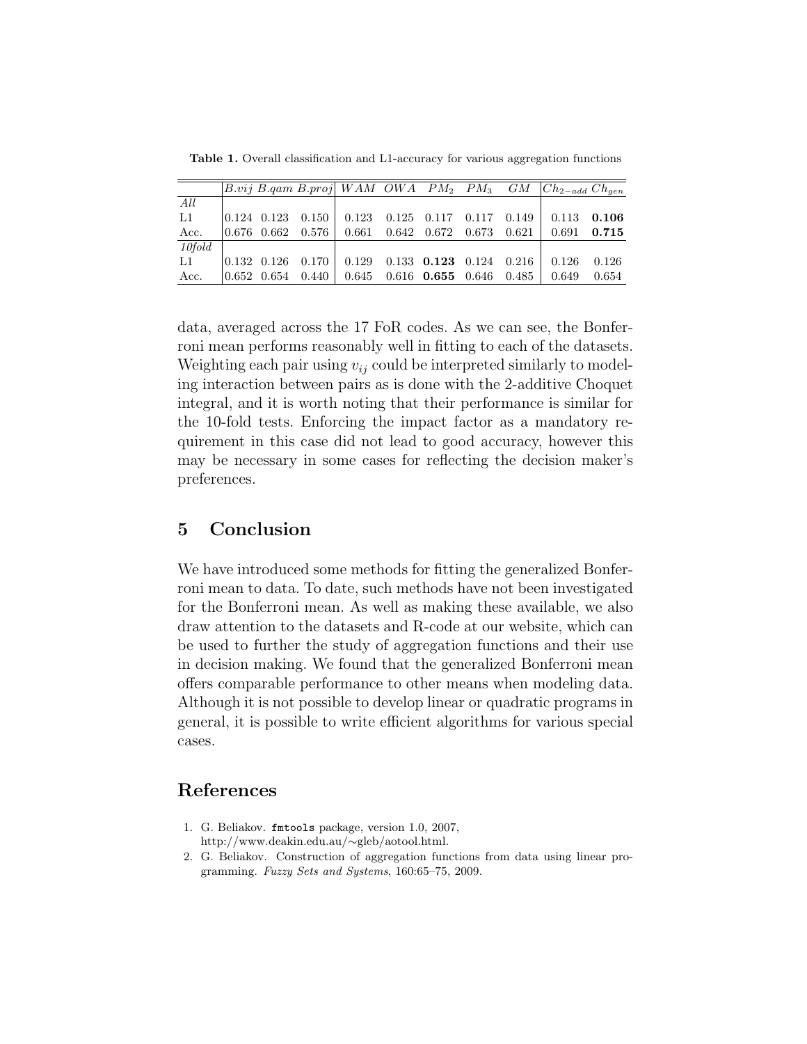**Table 1.** Overall classification and L1-accuracy for various aggregation functions

| | $B.vij$ | $B.qam$ | $B.proj$ | $WAM$ | $OWA$ | $PM_2$ | $PM_3$ | $GM$ | $Ch_{2-add}$ | $Ch_{gen}$ |
|---|---|---|---|---|---|---|---|---|---|---|
| *All* | | | | | | | | | | |
| L1 | 0.124 | 0.123 | 0.150 | 0.123 | 0.125 | 0.117 | 0.117 | 0.149 | 0.113 | **0.106** |
| Acc. | 0.676 | 0.662 | 0.576 | 0.661 | 0.642 | 0.672 | 0.673 | 0.621 | 0.691 | **0.715** |
| *10fold* | | | | | | | | | | |
| L1 | 0.132 | 0.126 | 0.170 | 0.129 | 0.133 | **0.123** | 0.124 | 0.216 | 0.126 | 0.126 |
| Acc. | 0.652 | 0.654 | 0.440 | 0.645 | 0.616 | **0.655** | 0.646 | 0.485 | 0.649 | 0.654 |

data, averaged across the 17 FoR codes. As we can see, the Bonferroni mean performs reasonably well in fitting to each of the datasets. Weighting each pair using $v_{ij}$ could be interpreted similarly to modeling interaction between pairs as is done with the 2-additive Choquet integral, and it is worth noting that their performance is similar for the 10-fold tests. Enforcing the impact factor as a mandatory requirement in this case did not lead to good accuracy, however this may be necessary in some cases for reflecting the decision maker's preferences.

## 5 Conclusion

We have introduced some methods for fitting the generalized Bonferroni mean to data. To date, such methods have not been investigated for the Bonferroni mean. As well as making these available, we also draw attention to the datasets and R-code at our website, which can be used to further the study of aggregation functions and their use in decision making. We found that the generalized Bonferroni mean offers comparable performance to other means when modeling data. Although it is not possible to develop linear or quadratic programs in general, it is possible to write efficient algorithms for various special cases.

## References

1. G. Beliakov. `fmtools` package, version 1.0, 2007, http://www.deakin.edu.au/∼gleb/aotool.html.
2. G. Beliakov. Construction of aggregation functions from data using linear programming. *Fuzzy Sets and Systems*, 160:65–75, 2009.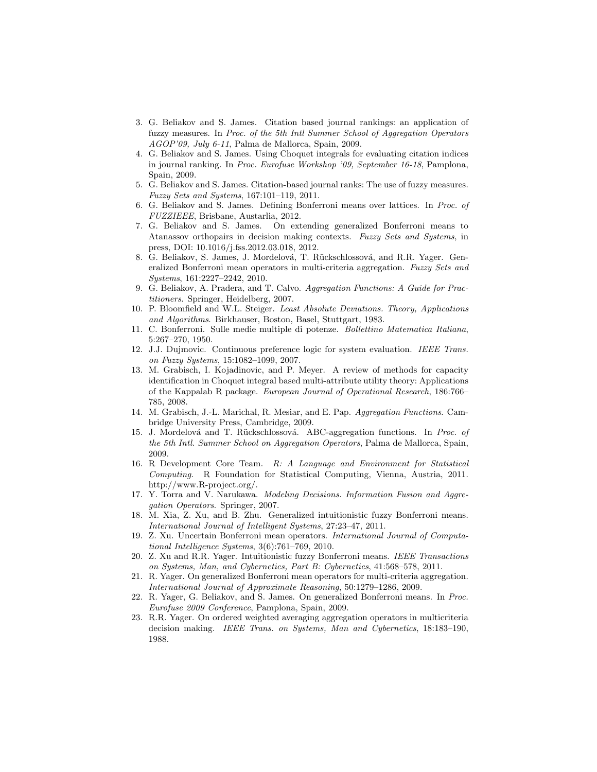3. G. Beliakov and S. James. Citation based journal rankings: an application of fuzzy measures. In *Proc. of the 5th Intl Summer School of Aggregation Operators AGOP'09, July 6-11*, Palma de Mallorca, Spain, 2009.
4. G. Beliakov and S. James. Using Choquet integrals for evaluating citation indices in journal ranking. In *Proc. Eurofuse Workshop '09, September 16-18*, Pamplona, Spain, 2009.
5. G. Beliakov and S. James. Citation-based journal ranks: The use of fuzzy measures. *Fuzzy Sets and Systems*, 167:101–119, 2011.
6. G. Beliakov and S. James. Defining Bonferroni means over lattices. In *Proc. of FUZZIEEE*, Brisbane, Austarlia, 2012.
7. G. Beliakov and S. James. On extending generalized Bonferroni means to Atanassov orthopairs in decision making contexts. *Fuzzy Sets and Systems*, in press, DOI: 10.1016/j.fss.2012.03.018, 2012.
8. G. Beliakov, S. James, J. Mordelová, T. Rückschlossová, and R.R. Yager. Generalized Bonferroni mean operators in multi-criteria aggregation. *Fuzzy Sets and Systems*, 161:2227–2242, 2010.
9. G. Beliakov, A. Pradera, and T. Calvo. *Aggregation Functions: A Guide for Practitioners*. Springer, Heidelberg, 2007.
10. P. Bloomfield and W.L. Steiger. *Least Absolute Deviations. Theory, Applications and Algorithms*. Birkhauser, Boston, Basel, Stuttgart, 1983.
11. C. Bonferroni. Sulle medie multiple di potenze. *Bollettino Matematica Italiana*, 5:267–270, 1950.
12. J.J. Dujmovic. Continuous preference logic for system evaluation. *IEEE Trans. on Fuzzy Systems*, 15:1082–1099, 2007.
13. M. Grabisch, I. Kojadinovic, and P. Meyer. A review of methods for capacity identification in Choquet integral based multi-attribute utility theory: Applications of the Kappalab R package. *European Journal of Operational Research*, 186:766–785, 2008.
14. M. Grabisch, J.-L. Marichal, R. Mesiar, and E. Pap. *Aggregation Functions*. Cambridge University Press, Cambridge, 2009.
15. J. Mordelová and T. Rückschlossová. ABC-aggregation functions. In *Proc. of the 5th Intl. Summer School on Aggregation Operators*, Palma de Mallorca, Spain, 2009.
16. R Development Core Team. *R: A Language and Environment for Statistical Computing*. R Foundation for Statistical Computing, Vienna, Austria, 2011. http://www.R-project.org/.
17. Y. Torra and V. Narukawa. *Modeling Decisions. Information Fusion and Aggregation Operators*. Springer, 2007.
18. M. Xia, Z. Xu, and B. Zhu. Generalized intuitionistic fuzzy Bonferroni means. *International Journal of Intelligent Systems*, 27:23–47, 2011.
19. Z. Xu. Uncertain Bonferroni mean operators. *International Journal of Computational Intelligence Systems*, 3(6):761–769, 2010.
20. Z. Xu and R.R. Yager. Intuitionistic fuzzy Bonferroni means. *IEEE Transactions on Systems, Man, and Cybernetics, Part B: Cybernetics*, 41:568–578, 2011.
21. R. Yager. On generalized Bonferroni mean operators for multi-criteria aggregation. *International Journal of Approximate Reasoning*, 50:1279–1286, 2009.
22. R. Yager, G. Beliakov, and S. James. On generalized Bonferroni means. In *Proc. Eurofuse 2009 Conference*, Pamplona, Spain, 2009.
23. R.R. Yager. On ordered weighted averaging aggregation operators in multicriteria decision making. *IEEE Trans. on Systems, Man and Cybernetics*, 18:183–190, 1988.